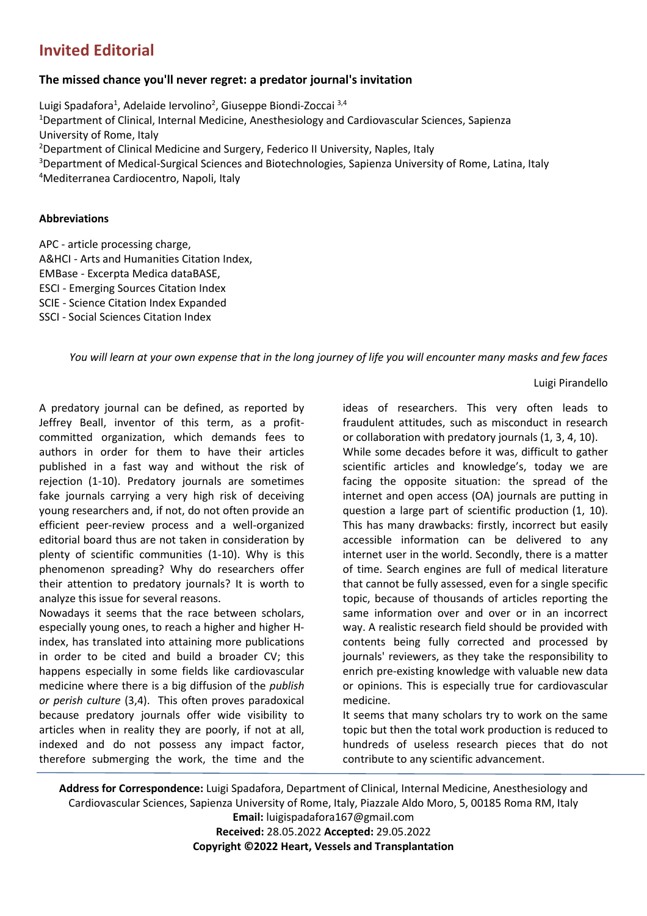## Invited Editorial

### The missed chance you'll never regret: a predator journal's invitation

Luigi Spadafora[1], Adelaide Iervolino[2], Giuseppe Biondi-Zoccai [3,4]

[1]Department of Clinical, Internal Medicine, Anesthesiology and Cardiovascular Sciences, Sapienza University of Rome, Italy

[2]Department of Clinical Medicine and Surgery, Federico II University, Naples, Italy

[3]Department of Medical-Surgical Sciences and Biotechnologies, Sapienza University of Rome, Latina, Italy

[4]Mediterranea Cardiocentro, Napoli, Italy

**Abbreviations**

APC - article processing charge,
A&HCI - Arts and Humanities Citation Index,
EMBase - Excerpta Medica dataBASE,
ESCI - Emerging Sources Citation Index
SCIE - Science Citation Index Expanded
SSCI - Social Sciences Citation Index

*You will learn at your own expense that in the long journey of life you will encounter many masks and few faces*

Luigi Pirandello

A predatory journal can be defined, as reported by Jeffrey Beall, inventor of this term, as a profit-committed organization, which demands fees to authors in order for them to have their articles published in a fast way and without the risk of rejection (1-10). Predatory journals are sometimes fake journals carrying a very high risk of deceiving young researchers and, if not, do not often provide an efficient peer-review process and a well-organized editorial board thus are not taken in consideration by plenty of scientific communities (1-10). Why is this phenomenon spreading? Why do researchers offer their attention to predatory journals? It is worth to analyze this issue for several reasons.

Nowadays it seems that the race between scholars, especially young ones, to reach a higher and higher H-index, has translated into attaining more publications in order to be cited and build a broader CV; this happens especially in some fields like cardiovascular medicine where there is a big diffusion of the *publish or perish culture* (3,4). This often proves paradoxical because predatory journals offer wide visibility to articles when in reality they are poorly, if not at all, indexed and do not possess any impact factor, therefore submerging the work, the time and the ideas of researchers. This very often leads to fraudulent attitudes, such as misconduct in research or collaboration with predatory journals (1, 3, 4, 10).

While some decades before it was, difficult to gather scientific articles and knowledge's, today we are facing the opposite situation: the spread of the internet and open access (OA) journals are putting in question a large part of scientific production (1, 10). This has many drawbacks: firstly, incorrect but easily accessible information can be delivered to any internet user in the world. Secondly, there is a matter of time. Search engines are full of medical literature that cannot be fully assessed, even for a single specific topic, because of thousands of articles reporting the same information over and over or in an incorrect way. A realistic research field should be provided with contents being fully corrected and processed by journals' reviewers, as they take the responsibility to enrich pre-existing knowledge with valuable new data or opinions. This is especially true for cardiovascular medicine.

It seems that many scholars try to work on the same topic but then the total work production is reduced to hundreds of useless research pieces that do not contribute to any scientific advancement.

**Address for Correspondence:** Luigi Spadafora, Department of Clinical, Internal Medicine, Anesthesiology and Cardiovascular Sciences, Sapienza University of Rome, Italy, Piazzale Aldo Moro, 5, 00185 Roma RM, Italy
**Email:** luigispadafora167@gmail.com
**Received:** 28.05.2022 **Accepted:** 29.05.2022
**Copyright ©2022 Heart, Vessels and Transplantation**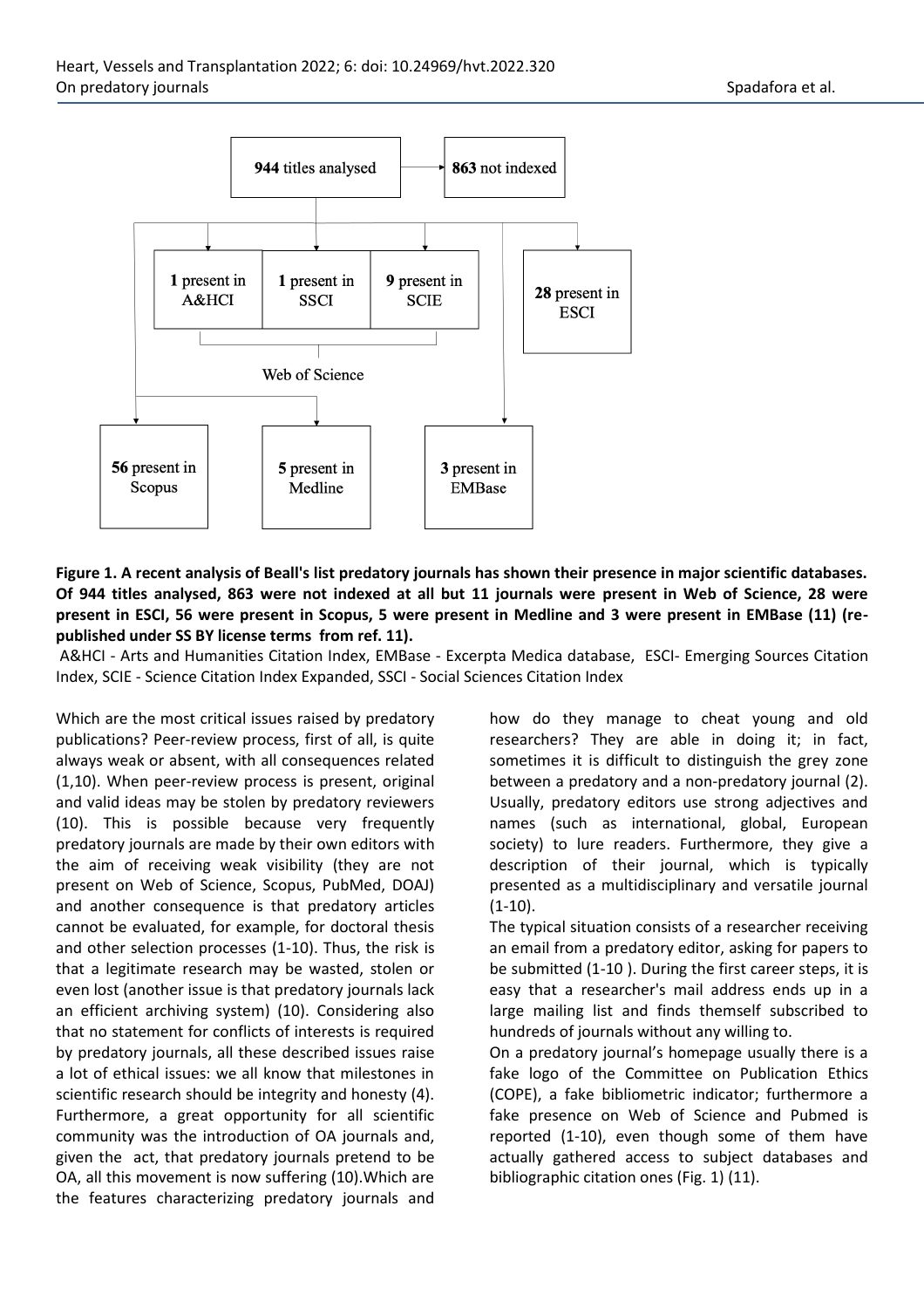**Figure 1. A recent analysis of Beall's list predatory journals has shown their presence in major scientific databases. Of 944 titles analysed, 863 were not indexed at all but 11 journals were present in Web of Science, 28 were present in ESCI, 56 were present in Scopus, 5 were present in Medline and 3 were present in EMBase (11) (re-published under SS BY license terms from ref. 11).**

A&HCI - Arts and Humanities Citation Index, EMBase - Excerpta Medica database, ESCI- Emerging Sources Citation Index, SCIE - Science Citation Index Expanded, SSCI - Social Sciences Citation Index

Which are the most critical issues raised by predatory publications? Peer-review process, first of all, is quite always weak or absent, with all consequences related (1,10). When peer-review process is present, original and valid ideas may be stolen by predatory reviewers (10). This is possible because very frequently predatory journals are made by their own editors with the aim of receiving weak visibility (they are not present on Web of Science, Scopus, PubMed, DOAJ) and another consequence is that predatory articles cannot be evaluated, for example, for doctoral thesis and other selection processes (1-10). Thus, the risk is that a legitimate research may be wasted, stolen or even lost (another issue is that predatory journals lack an efficient archiving system) (10). Considering also that no statement for conflicts of interests is required by predatory journals, all these described issues raise a lot of ethical issues: we all know that milestones in scientific research should be integrity and honesty (4). Furthermore, a great opportunity for all scientific community was the introduction of OA journals and, given the act, that predatory journals pretend to be OA, all this movement is now suffering (10).Which are the features characterizing predatory journals and how do they manage to cheat young and old researchers? They are able in doing it; in fact, sometimes it is difficult to distinguish the grey zone between a predatory and a non-predatory journal (2). Usually, predatory editors use strong adjectives and names (such as international, global, European society) to lure readers. Furthermore, they give a description of their journal, which is typically presented as a multidisciplinary and versatile journal (1-10).

The typical situation consists of a researcher receiving an email from a predatory editor, asking for papers to be submitted (1-10 ). During the first career steps, it is easy that a researcher's mail address ends up in a large mailing list and finds themself subscribed to hundreds of journals without any willing to.

On a predatory journal's homepage usually there is a fake logo of the Committee on Publication Ethics (COPE), a fake bibliometric indicator; furthermore a fake presence on Web of Science and Pubmed is reported (1-10), even though some of them have actually gathered access to subject databases and bibliographic citation ones (Fig. 1) (11).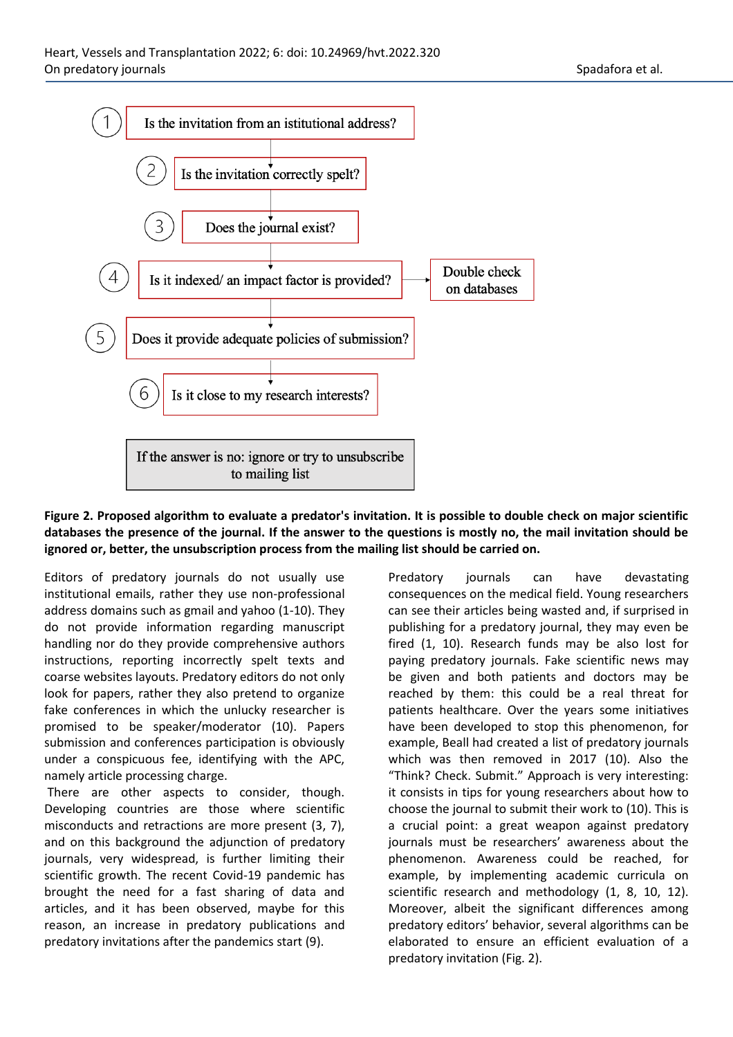1. Is the invitation from an istitutional address?
2. Is the invitation correctly spelt?
3. Does the journal exist?
4. Is it indexed/ an impact factor is provided? → Double check on databases
5. Does it provide adequate policies of submission?
6. Is it close to my research interests?

If the answer is no: ignore or try to unsubscribe to mailing list

**Figure 2. Proposed algorithm to evaluate a predator's invitation. It is possible to double check on major scientific databases the presence of the journal. If the answer to the questions is mostly no, the mail invitation should be ignored or, better, the unsubscription process from the mailing list should be carried on.**

Editors of predatory journals do not usually use institutional emails, rather they use non-professional address domains such as gmail and yahoo (1-10). They do not provide information regarding manuscript handling nor do they provide comprehensive authors instructions, reporting incorrectly spelt texts and coarse websites layouts. Predatory editors do not only look for papers, rather they also pretend to organize fake conferences in which the unlucky researcher is promised to be speaker/moderator (10). Papers submission and conferences participation is obviously under a conspicuous fee, identifying with the APC, namely article processing charge.

There are other aspects to consider, though. Developing countries are those where scientific misconducts and retractions are more present (3, 7), and on this background the adjunction of predatory journals, very widespread, is further limiting their scientific growth. The recent Covid-19 pandemic has brought the need for a fast sharing of data and articles, and it has been observed, maybe for this reason, an increase in predatory publications and predatory invitations after the pandemics start (9).

Predatory journals can have devastating consequences on the medical field. Young researchers can see their articles being wasted and, if surprised in publishing for a predatory journal, they may even be fired (1, 10). Research funds may be also lost for paying predatory journals. Fake scientific news may be given and both patients and doctors may be reached by them: this could be a real threat for patients healthcare. Over the years some initiatives have been developed to stop this phenomenon, for example, Beall had created a list of predatory journals which was then removed in 2017 (10). Also the "Think? Check. Submit." Approach is very interesting: it consists in tips for young researchers about how to choose the journal to submit their work to (10). This is a crucial point: a great weapon against predatory journals must be researchers' awareness about the phenomenon. Awareness could be reached, for example, by implementing academic curricula on scientific research and methodology (1, 8, 10, 12). Moreover, albeit the significant differences among predatory editors' behavior, several algorithms can be elaborated to ensure an efficient evaluation of a predatory invitation (Fig. 2).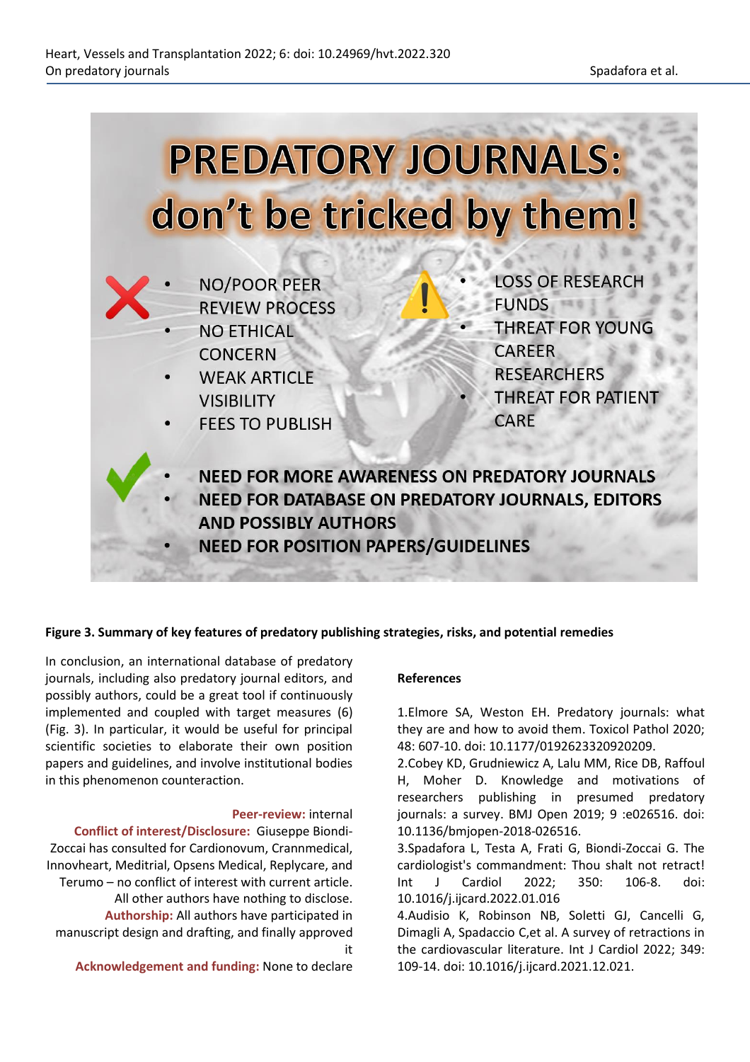PREDATORY JOURNALS: don't be tricked by them!

- NO/POOR PEER REVIEW PROCESS
- NO ETHICAL CONCERN
- WEAK ARTICLE VISIBILITY
- FEES TO PUBLISH

- LOSS OF RESEARCH FUNDS
- THREAT FOR YOUNG CAREER RESEARCHERS
- THREAT FOR PATIENT CARE

- **NEED FOR MORE AWARENESS ON PREDATORY JOURNALS**
- **NEED FOR DATABASE ON PREDATORY JOURNALS, EDITORS AND POSSIBLY AUTHORS**
- **NEED FOR POSITION PAPERS/GUIDELINES**

**Figure 3. Summary of key features of predatory publishing strategies, risks, and potential remedies**

In conclusion, an international database of predatory journals, including also predatory journal editors, and possibly authors, could be a great tool if continuously implemented and coupled with target measures (6) (Fig. 3). In particular, it would be useful for principal scientific societies to elaborate their own position papers and guidelines, and involve institutional bodies in this phenomenon counteraction.

**Peer-review:** internal

**Conflict of interest/Disclosure:** Giuseppe Biondi-Zoccai has consulted for Cardionovum, Crannmedical, Innovheart, Meditrial, Opsens Medical, Replycare, and Terumo – no conflict of interest with current article. All other authors have nothing to disclose.

**Authorship:** All authors have participated in manuscript design and drafting, and finally approved it

**Acknowledgement and funding:** None to declare

**References**

1.Elmore SA, Weston EH. Predatory journals: what they are and how to avoid them. Toxicol Pathol 2020; 48: 607-10. doi: 10.1177/0192623320920209.

2.Cobey KD, Grudniewicz A, Lalu MM, Rice DB, Raffoul H, Moher D. Knowledge and motivations of researchers publishing in presumed predatory journals: a survey. BMJ Open 2019; 9 :e026516. doi: 10.1136/bmjopen-2018-026516.

3.Spadafora L, Testa A, Frati G, Biondi-Zoccai G. The cardiologist's commandment: Thou shalt not retract! Int J Cardiol 2022; 350: 106-8. doi: 10.1016/j.ijcard.2022.01.016

4.Audisio K, Robinson NB, Soletti GJ, Cancelli G, Dimagli A, Spadaccio C,et al. A survey of retractions in the cardiovascular literature. Int J Cardiol 2022; 349: 109-14. doi: 10.1016/j.ijcard.2021.12.021.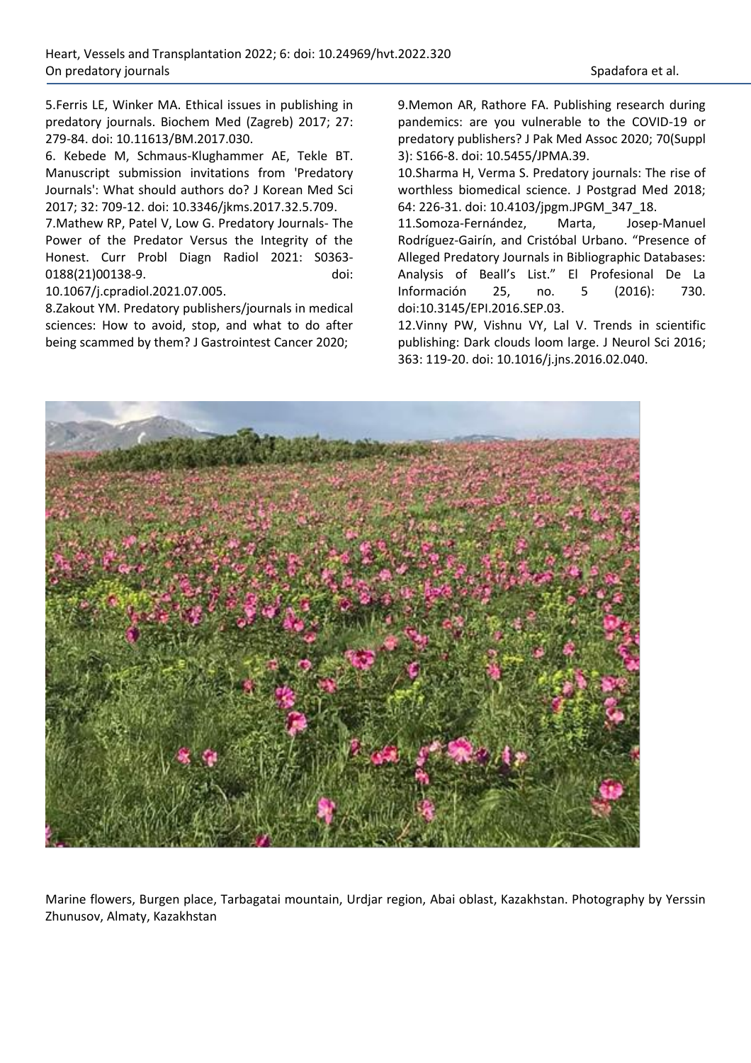5. Ferris LE, Winker MA. Ethical issues in publishing in predatory journals. Biochem Med (Zagreb) 2017; 27: 279-84. doi: 10.11613/BM.2017.030.

6. Kebede M, Schmaus-Klughammer AE, Tekle BT. Manuscript submission invitations from 'Predatory Journals': What should authors do? J Korean Med Sci 2017; 32: 709-12. doi: 10.3346/jkms.2017.32.5.709.

7. Mathew RP, Patel V, Low G. Predatory Journals- The Power of the Predator Versus the Integrity of the Honest. Curr Probl Diagn Radiol 2021: S0363-0188(21)00138-9. doi: 10.1067/j.cpradiol.2021.07.005.

8. Zakout YM. Predatory publishers/journals in medical sciences: How to avoid, stop, and what to do after being scammed by them? J Gastrointest Cancer 2020;

9. Memon AR, Rathore FA. Publishing research during pandemics: are you vulnerable to the COVID-19 or predatory publishers? J Pak Med Assoc 2020; 70(Suppl 3): S166-8. doi: 10.5455/JPMA.39.

10. Sharma H, Verma S. Predatory journals: The rise of worthless biomedical science. J Postgrad Med 2018; 64: 226-31. doi: 10.4103/jpgm.JPGM_347_18.

11. Somoza-Fernández, Marta, Josep-Manuel Rodríguez-Gairín, and Cristóbal Urbano. "Presence of Alleged Predatory Journals in Bibliographic Databases: Analysis of Beall's List." El Profesional De La Información 25, no. 5 (2016): 730. doi:10.3145/EPI.2016.SEP.03.

12. Vinny PW, Vishnu VY, Lal V. Trends in scientific publishing: Dark clouds loom large. J Neurol Sci 2016; 363: 119-20. doi: 10.1016/j.jns.2016.02.040.

Marine flowers, Burgen place, Tarbagatai mountain, Urdjar region, Abai oblast, Kazakhstan. Photography by Yerssin Zhunusov, Almaty, Kazakhstan